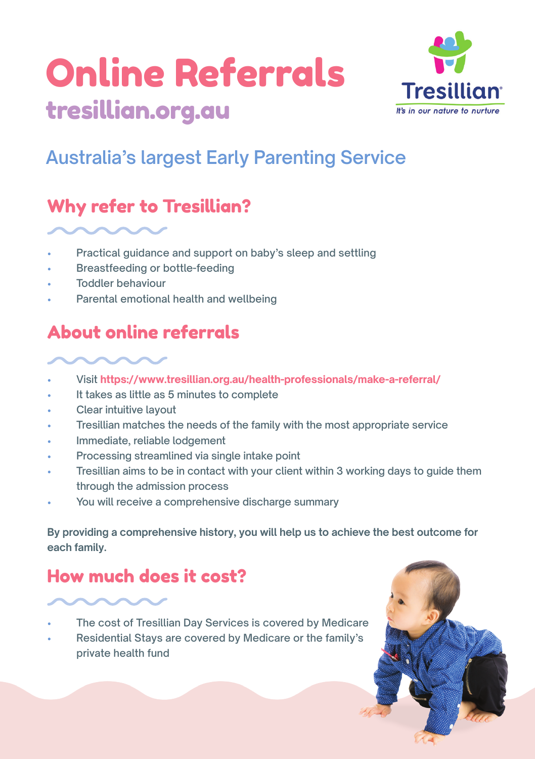# Online Referrals

## tresillian.org.au

Tresillian
*It's in our nature to nurture*

Australia's largest Early Parenting Service

## Why refer to Tresillian?

- Practical guidance and support on baby's sleep and settling
- Breastfeeding or bottle-feeding
- Toddler behaviour
- Parental emotional health and wellbeing

## About online referrals

- Visit **https://www.tresillian.org.au/health-professionals/make-a-referral/**
- It takes as little as 5 minutes to complete
- Clear intuitive layout
- Tresillian matches the needs of the family with the most appropriate service
- Immediate, reliable lodgement
- Processing streamlined via single intake point
- Tresillian aims to be in contact with your client within 3 working days to guide them through the admission process
- You will receive a comprehensive discharge summary

**By providing a comprehensive history, you will help us to achieve the best outcome for each family.**

## How much does it cost?

- The cost of Tresillian Day Services is covered by Medicare
- Residential Stays are covered by Medicare or the family's private health fund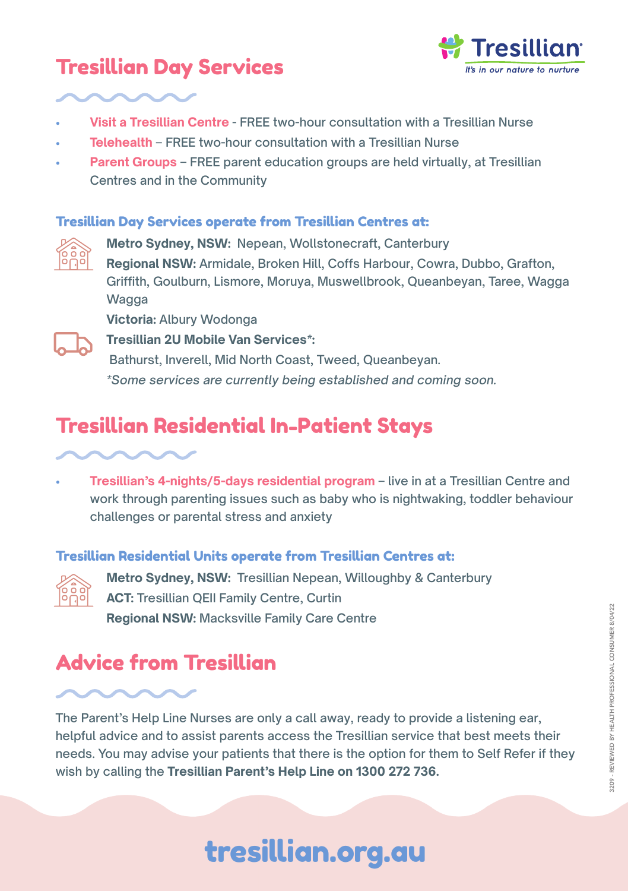# Tresillian Day Services

- **Visit a Tresillian Centre** - FREE two-hour consultation with a Tresillian Nurse
- **Telehealth** – FREE two-hour consultation with a Tresillian Nurse
- **Parent Groups** – FREE parent education groups are held virtually, at Tresillian Centres and in the Community

### Tresillian Day Services operate from Tresillian Centres at:

**Metro Sydney, NSW:** Nepean, Wollstonecraft, Canterbury

**Regional NSW:** Armidale, Broken Hill, Coffs Harbour, Cowra, Dubbo, Grafton, Griffith, Goulburn, Lismore, Moruya, Muswellbrook, Queanbeyan, Taree, Wagga Wagga

**Victoria:** Albury Wodonga

**Tresillian 2U Mobile Van Services*:**

Bathurst, Inverell, Mid North Coast, Tweed, Queanbeyan.

*\*Some services are currently being established and coming soon.*

# Tresillian Residential In-Patient Stays

- **Tresillian's 4-nights/5-days residential program** – live in at a Tresillian Centre and work through parenting issues such as baby who is nightwaking, toddler behaviour challenges or parental stress and anxiety

### Tresillian Residential Units operate from Tresillian Centres at:

**Metro Sydney, NSW:** Tresillian Nepean, Willoughby & Canterbury

**ACT:** Tresillian QEII Family Centre, Curtin

**Regional NSW:** Macksville Family Care Centre

# Advice from Tresillian

The Parent's Help Line Nurses are only a call away, ready to provide a listening ear, helpful advice and to assist parents access the Tresillian service that best meets their needs. You may advise your patients that there is the option for them to Self Refer if they wish by calling the **Tresillian Parent's Help Line on 1300 272 736.**

3209 - REVIEWED BY HEALTH PROFESSIONAL CONSUMER 8/04/22

**tresillian.org.au**